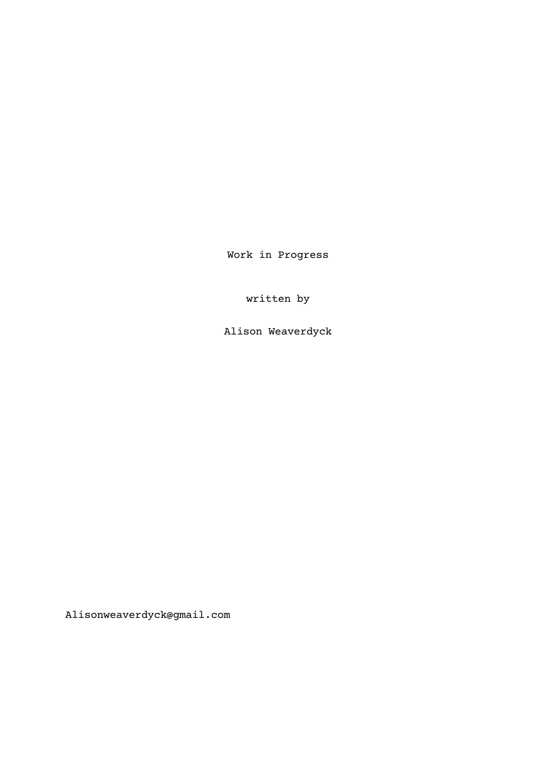# Work in Progress

written by

Alison Weaverdyck

Alisonweaverdyck@gmail.com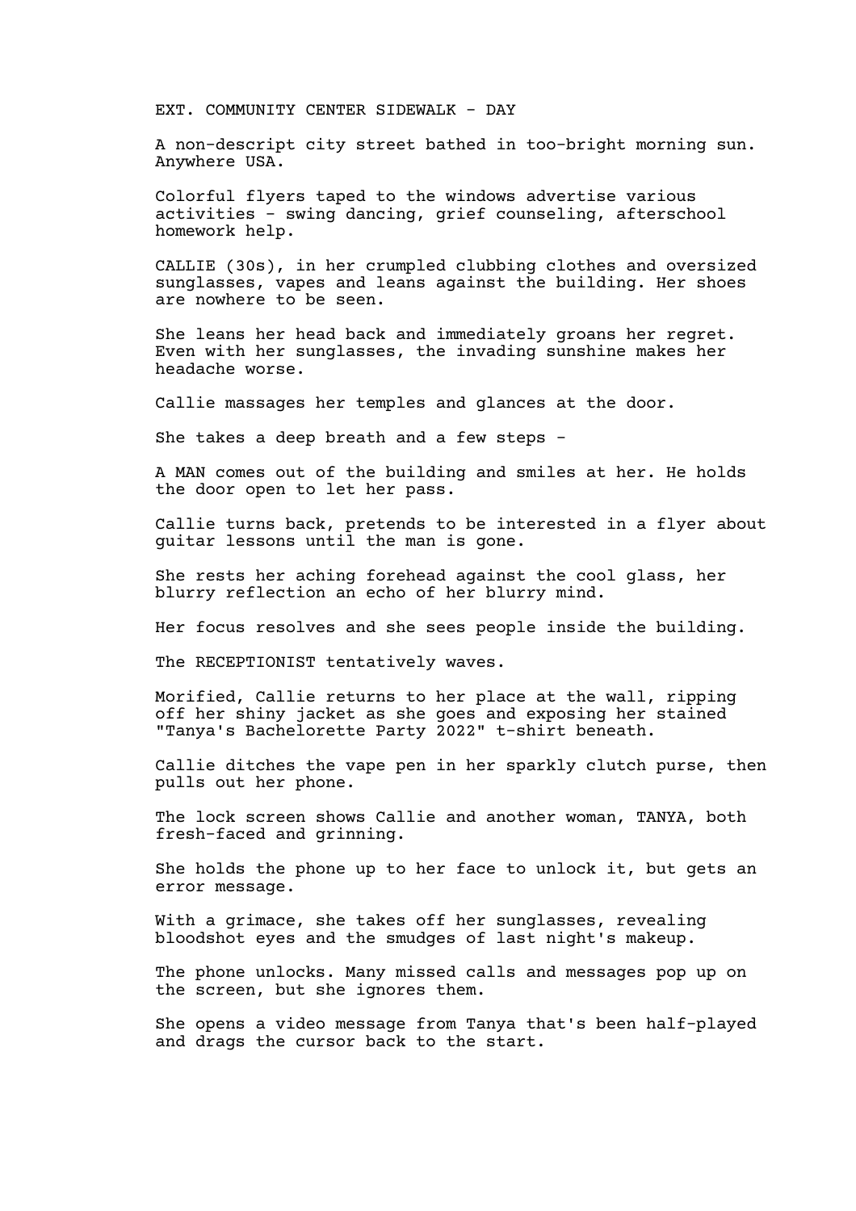EXT. COMMUNITY CENTER SIDEWALK - DAY

A non-descript city street bathed in too-bright morning sun. Anywhere USA.

Colorful flyers taped to the windows advertise various activities - swing dancing, grief counseling, afterschool homework help.

CALLIE (30s), in her crumpled clubbing clothes and oversized sunglasses, vapes and leans against the building. Her shoes are nowhere to be seen.

She leans her head back and immediately groans her regret. Even with her sunglasses, the invading sunshine makes her headache worse.

Callie massages her temples and glances at the door.

She takes a deep breath and a few steps -

A MAN comes out of the building and smiles at her. He holds the door open to let her pass.

Callie turns back, pretends to be interested in a flyer about guitar lessons until the man is gone.

She rests her aching forehead against the cool glass, her blurry reflection an echo of her blurry mind.

Her focus resolves and she sees people inside the building.

The RECEPTIONIST tentatively waves.

Morified, Callie returns to her place at the wall, ripping off her shiny jacket as she goes and exposing her stained "Tanya's Bachelorette Party 2022" t-shirt beneath.

Callie ditches the vape pen in her sparkly clutch purse, then pulls out her phone.

The lock screen shows Callie and another woman, TANYA, both fresh-faced and grinning.

She holds the phone up to her face to unlock it, but gets an error message.

With a grimace, she takes off her sunglasses, revealing bloodshot eyes and the smudges of last night's makeup.

The phone unlocks. Many missed calls and messages pop up on the screen, but she ignores them.

She opens a video message from Tanya that's been half-played and drags the cursor back to the start.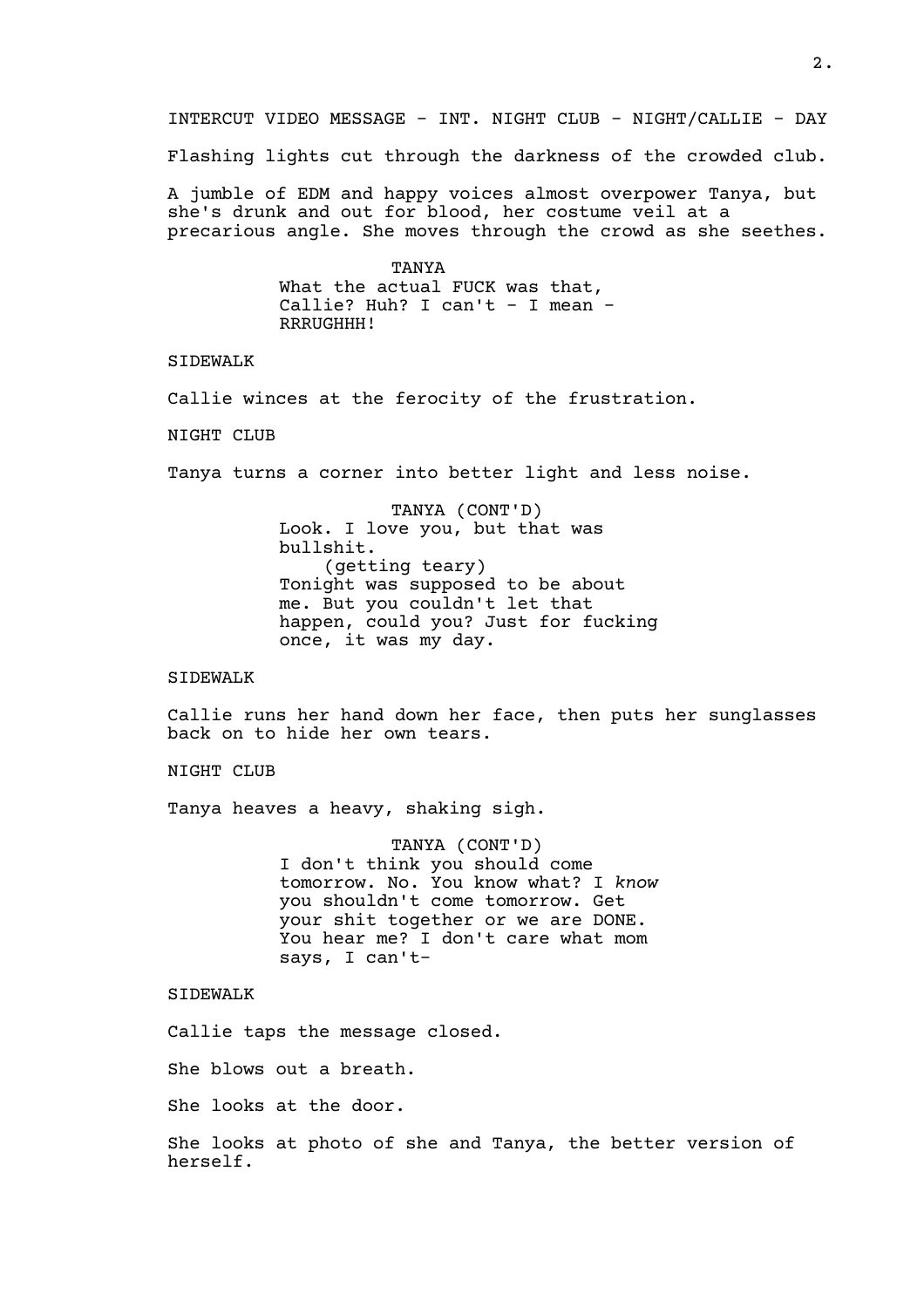INTERCUT VIDEO MESSAGE - INT. NIGHT CLUB - NIGHT/CALLIE - DAY

Flashing lights cut through the darkness of the crowded club.

A jumble of EDM and happy voices almost overpower Tanya, but she's drunk and out for blood, her costume veil at a precarious angle. She moves through the crowd as she seethes.

TANYA
What the actual FUCK was that, Callie? Huh? I can't - I mean - RRRUGHHH!

SIDEWALK

Callie winces at the ferocity of the frustration.

NIGHT CLUB

Tanya turns a corner into better light and less noise.

TANYA (CONT'D)
Look. I love you, but that was bullshit.
(getting teary)
Tonight was supposed to be about me. But you couldn't let that happen, could you? Just for fucking once, it was my day.

SIDEWALK

Callie runs her hand down her face, then puts her sunglasses back on to hide her own tears.

NIGHT CLUB

Tanya heaves a heavy, shaking sigh.

TANYA (CONT'D)
I don't think you should come tomorrow. No. You know what? I *know* you shouldn't come tomorrow. Get your shit together or we are DONE. You hear me? I don't care what mom says, I can't-

SIDEWALK

Callie taps the message closed.

She blows out a breath.

She looks at the door.

She looks at photo of she and Tanya, the better version of herself.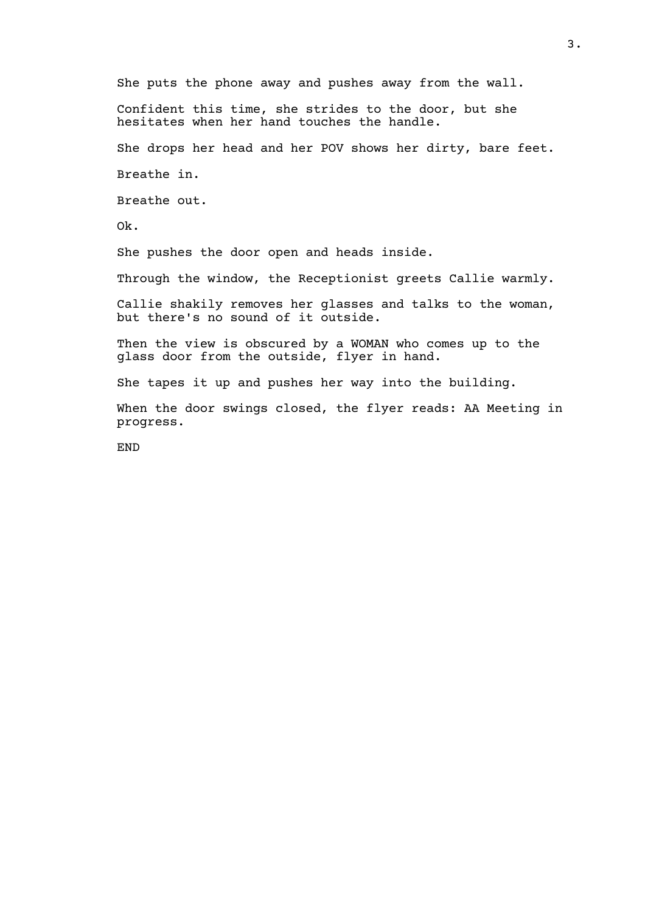She puts the phone away and pushes away from the wall.

Confident this time, she strides to the door, but she hesitates when her hand touches the handle.

She drops her head and her POV shows her dirty, bare feet.

Breathe in.

Breathe out.

Ok.

She pushes the door open and heads inside.

Through the window, the Receptionist greets Callie warmly.

Callie shakily removes her glasses and talks to the woman, but there's no sound of it outside.

Then the view is obscured by a WOMAN who comes up to the glass door from the outside, flyer in hand.

She tapes it up and pushes her way into the building.

When the door swings closed, the flyer reads: AA Meeting in progress.

END